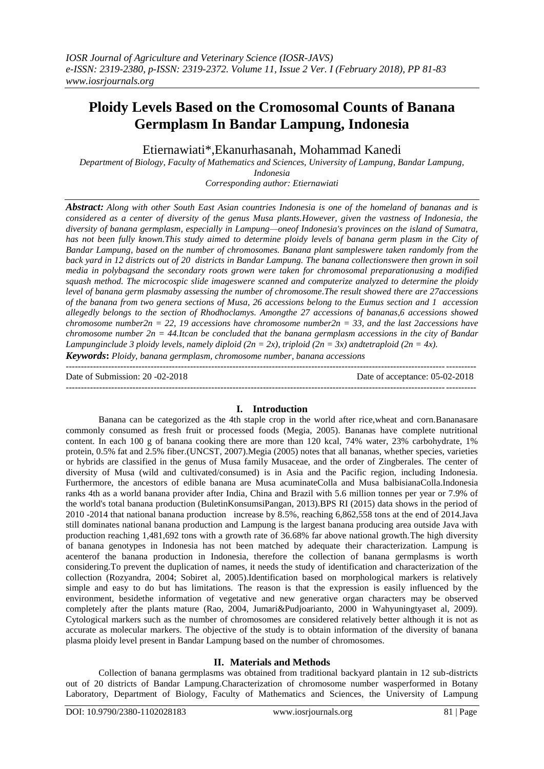# Ploidy Levels Based on the Cromosomal Counts of Banana Germplasm In Bandar Lampung, Indonesia

Etiernawiati*,Ekanurhasanah, Mohammad Kanedi

*Department of Biology, Faculty of Mathematics and Sciences, University of Lampung, Bandar Lampung, Indonesia*

*Corresponding author: Etiernawiati*

***Abstract:** Along with other South East Asian countries Indonesia is one of the homeland of bananas and is considered as a center of diversity of the genus Musa plants.However, given the vastness of Indonesia, the diversity of banana germplasm, especially in Lampung—oneof Indonesia's provinces on the island of Sumatra, has not been fully known.This study aimed to determine ploidy levels of banana germ plasm in the City of Bandar Lampung, based on the number of chromosomes. Banana plant sampleswere taken randomly from the back yard in 12 districts out of 20 districts in Bandar Lampung. The banana collectionswere then grown in soil media in polybagsand the secondary roots grown were taken for chromosomal preparationusing a modified squash method. The microcospic slide imageswere scanned and computerize analyzed to determine the ploidy level of banana germ plasmaby assessing the number of chromosome.The result showed there are 27accessions of the banana from two genera sections of Musa, 26 accessions belong to the Eumus section and 1 accession allegedly belongs to the section of Rhodhoclamys. Amongthe 27 accessions of bananas,6 accessions showed chromosome number2n = 22, 19 accessions have chromosome number2n = 33, and the last 2accessions have chromosome number 2n = 44.Itcan be concluded that the banana germplasm accessions in the city of Bandar Lampunginclude 3 ploidy levels, namely diploid (2n = 2x), triploid (2n = 3x) andtetraploid (2n = 4x).*

***Keywords**: Ploidy, banana germplasm, chromosome number, banana accessions*

---

Date of Submission: 20 -02-2018 Date of acceptance: 05-02-2018

---

## I. Introduction

Banana can be categorized as the 4th staple crop in the world after rice,wheat and corn.Bananasare commonly consumed as fresh fruit or processed foods (Megia, 2005). Bananas have complete nutritional content. In each 100 g of banana cooking there are more than 120 kcal, 74% water, 23% carbohydrate, 1% protein, 0.5% fat and 2.5% fiber.(UNCST, 2007).Megia (2005) notes that all bananas, whether species, varieties or hybrids are classified in the genus of Musa family Musaceae, and the order of Zingberales. The center of diversity of Musa (wild and cultivated/consumed) is in Asia and the Pacific region, including Indonesia. Furthermore, the ancestors of edible banana are Musa acuminateColla and Musa balbisianaColla.Indonesia ranks 4th as a world banana provider after India, China and Brazil with 5.6 million tonnes per year or 7.9% of the world's total banana production (BuletinKonsumsiPangan, 2013).BPS RI (2015) data shows in the period of 2010 -2014 that national banana production increase by 8.5%, reaching 6,862,558 tons at the end of 2014.Java still dominates national banana production and Lampung is the largest banana producing area outside Java with production reaching 1,481,692 tons with a growth rate of 36.68% far above national growth.The high diversity of banana genotypes in Indonesia has not been matched by adequate their characterization. Lampung is acenterof the banana production in Indonesia, therefore the collection of banana germplasms is worth considering.To prevent the duplication of names, it needs the study of identification and characterization of the collection (Rozyandra, 2004; Sobiret al, 2005).Identification based on morphological markers is relatively simple and easy to do but has limitations. The reason is that the expression is easily influenced by the environment, besidethe information of vegetative and new generative organ characters may be observed completely after the plants mature (Rao, 2004, Jumari&Pudjoarianto, 2000 in Wahyuningtyaset al, 2009). Cytological markers such as the number of chromosomes are considered relatively better although it is not as accurate as molecular markers. The objective of the study is to obtain information of the diversity of banana plasma ploidy level present in Bandar Lampung based on the number of chromosomes.

## II. Materials and Methods

Collection of banana germplasms was obtained from traditional backyard plantain in 12 sub-districts out of 20 districts of Bandar Lampung.Characterization of chromosome number wasperformed in Botany Laboratory, Department of Biology, Faculty of Mathematics and Sciences, the University of Lampung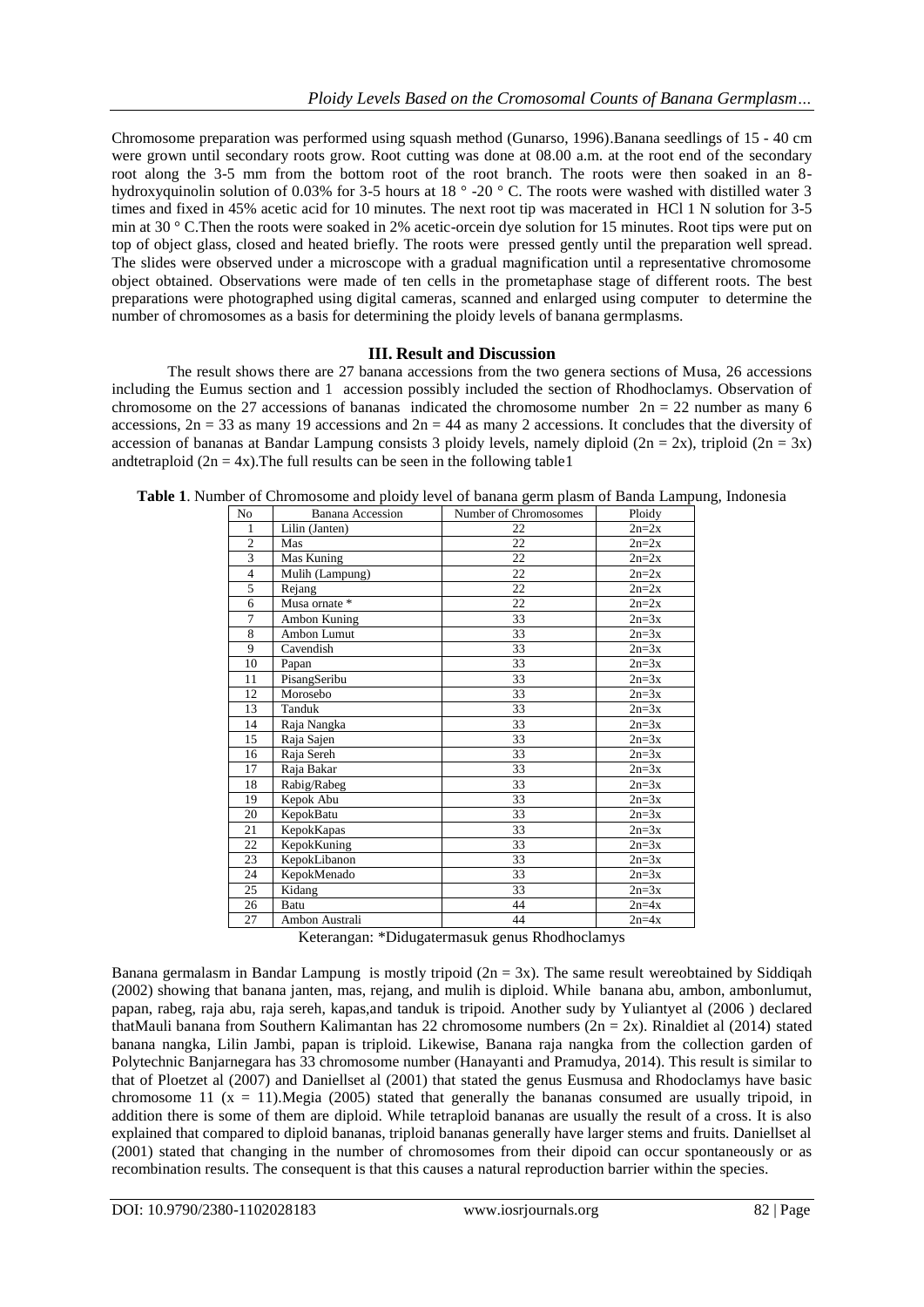Chromosome preparation was performed using squash method (Gunarso, 1996).Banana seedlings of 15 - 40 cm were grown until secondary roots grow. Root cutting was done at 08.00 a.m. at the root end of the secondary root along the 3-5 mm from the bottom root of the root branch. The roots were then soaked in an 8-hydroxyquinolin solution of 0.03% for 3-5 hours at 18 ° -20 ° C. The roots were washed with distilled water 3 times and fixed in 45% acetic acid for 10 minutes. The next root tip was macerated in HCl 1 N solution for 3-5 min at 30 ° C.Then the roots were soaked in 2% acetic-orcein dye solution for 15 minutes. Root tips were put on top of object glass, closed and heated briefly. The roots were pressed gently until the preparation well spread. The slides were observed under a microscope with a gradual magnification until a representative chromosome object obtained. Observations were made of ten cells in the prometaphase stage of different roots. The best preparations were photographed using digital cameras, scanned and enlarged using computer to determine the number of chromosomes as a basis for determining the ploidy levels of banana germplasms.

## III. Result and Discussion

The result shows there are 27 banana accessions from the two genera sections of Musa, 26 accessions including the Eumus section and 1 accession possibly included the section of Rhodhoclamys. Observation of chromosome on the 27 accessions of bananas indicated the chromosome number $2n = 22$ number as many 6 accessions, $2n = 33$ as many 19 accessions and $2n = 44$ as many 2 accessions. It concludes that the diversity of accession of bananas at Bandar Lampung consists 3 ploidy levels, namely diploid ($2n = 2x$), triploid ($2n = 3x$) andtetraploid ($2n = 4x$).The full results can be seen in the following table1

**Table 1**. Number of Chromosome and ploidy level of banana germ plasm of Banda Lampung, Indonesia

| No | Banana Accession | Number of Chromosomes | Ploidy |
|---|---|---|---|
| 1 | Lilin (Janten) | 22 | 2n=2x |
| 2 | Mas | 22 | 2n=2x |
| 3 | Mas Kuning | 22 | 2n=2x |
| 4 | Mulih (Lampung) | 22 | 2n=2x |
| 5 | Rejang | 22 | 2n=2x |
| 6 | Musa ornate * | 22 | 2n=2x |
| 7 | Ambon Kuning | 33 | 2n=3x |
| 8 | Ambon Lumut | 33 | 2n=3x |
| 9 | Cavendish | 33 | 2n=3x |
| 10 | Papan | 33 | 2n=3x |
| 11 | PisangSeribu | 33 | 2n=3x |
| 12 | Morosebo | 33 | 2n=3x |
| 13 | Tanduk | 33 | 2n=3x |
| 14 | Raja Nangka | 33 | 2n=3x |
| 15 | Raja Sajen | 33 | 2n=3x |
| 16 | Raja Sereh | 33 | 2n=3x |
| 17 | Raja Bakar | 33 | 2n=3x |
| 18 | Rabig/Rabeg | 33 | 2n=3x |
| 19 | Kepok Abu | 33 | 2n=3x |
| 20 | KepokBatu | 33 | 2n=3x |
| 21 | KepokKapas | 33 | 2n=3x |
| 22 | KepokKuning | 33 | 2n=3x |
| 23 | KepokLibanon | 33 | 2n=3x |
| 24 | KepokMenado | 33 | 2n=3x |
| 25 | Kidang | 33 | 2n=3x |
| 26 | Batu | 44 | 2n=4x |
| 27 | Ambon Australi | 44 | 2n=4x |

Keterangan: *Didugatermasuk genus Rhodhoclamys

Banana germalasm in Bandar Lampung is mostly tripoid ($2n = 3x$). The same result wereobtained by Siddiqah (2002) showing that banana janten, mas, rejang, and mulih is diploid. While banana abu, ambon, ambonlumut, papan, rabeg, raja abu, raja sereh, kapas,and tanduk is tripoid. Another sudy by Yuliantyet al (2006 ) declared thatMauli banana from Southern Kalimantan has 22 chromosome numbers ($2n = 2x$). Rinaldiet al (2014) stated banana nangka, Lilin Jambi, papan is triploid. Likewise, Banana raja nangka from the collection garden of Polytechnic Banjarnegara has 33 chromosome number (Hanayanti and Pramudya, 2014). This result is similar to that of Ploetzet al (2007) and Daniellset al (2001) that stated the genus Eusmusa and Rhodoclamys have basic chromosome 11 ($x = 11$).Megia (2005) stated that generally the bananas consumed are usually tripoid, in addition there is some of them are diploid. While tetraploid bananas are usually the result of a cross. It is also explained that compared to diploid bananas, triploid bananas generally have larger stems and fruits. Daniellset al (2001) stated that changing in the number of chromosomes from their dipoid can occur spontaneously or as recombination results. The consequent is that this causes a natural reproduction barrier within the species.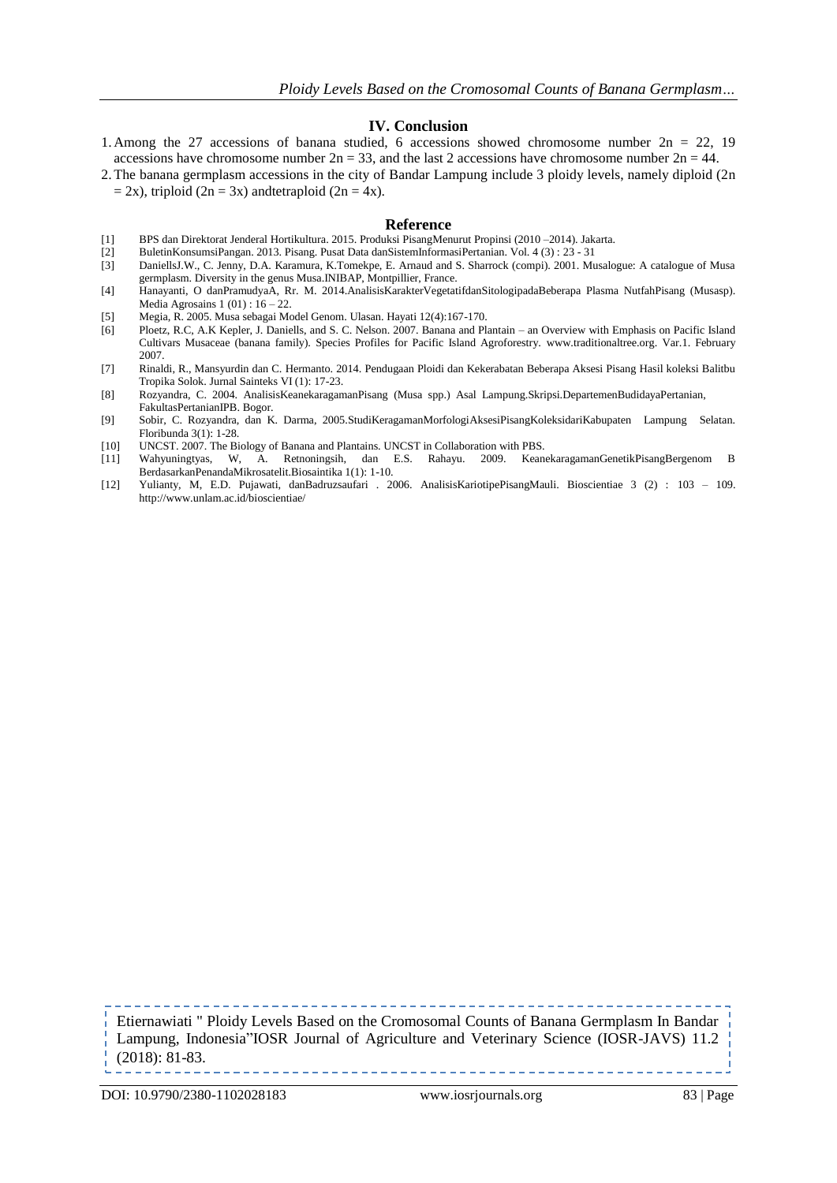## IV. Conclusion

1. Among the 27 accessions of banana studied, 6 accessions showed chromosome number $2n = 22$, 19 accessions have chromosome number $2n = 33$, and the last 2 accessions have chromosome number $2n = 44$.
2. The banana germplasm accessions in the city of Bandar Lampung include 3 ploidy levels, namely diploid ($2n = 2x$), triploid ($2n = 3x$) andtetraploid ($2n = 4x$).

## Reference

[1] BPS dan Direktorat Jenderal Hortikultura. 2015. Produksi PisangMenurut Propinsi (2010 –2014). Jakarta.

[2] BuletinKonsumsiPangan. 2013. Pisang. Pusat Data danSistemInformasiPertanian. Vol. 4 (3) : 23 - 31

[3] DaniellsJ.W., C. Jenny, D.A. Karamura, K.Tomekpe, E. Arnaud and S. Sharrock (compi). 2001. Musalogue: A catalogue of Musa germplasm. Diversity in the genus Musa.INIBAP, Montpillier, France.

[4] Hanayanti, O danPramudyaA, Rr. M. 2014.AnalisisKarakterVegetatifdanSitologipadaBeberapa Plasma NutfahPisang (Musasp). Media Agrosains 1 (01) : 16 – 22.

[5] Megia, R. 2005. Musa sebagai Model Genom. Ulasan. Hayati 12(4):167-170.

[6] Ploetz, R.C, A.K Kepler, J. Daniells, and S. C. Nelson. 2007. Banana and Plantain – an Overview with Emphasis on Pacific Island Cultivars Musaceae (banana family). Species Profiles for Pacific Island Agroforestry. www.traditionaltree.org. Var.1. February 2007.

[7] Rinaldi, R., Mansyurdin dan C. Hermanto. 2014. Pendugaan Ploidi dan Kekerabatan Beberapa Aksesi Pisang Hasil koleksi Balitbu Tropika Solok. Jurnal Sainteks VI (1): 17-23.

[8] Rozyandra, C. 2004. AnalisisKeanekaragamanPisang (Musa spp.) Asal Lampung.Skripsi.DepartemenBudidayaPertanian, FakultasPertanianIPB. Bogor.

[9] Sobir, C. Rozyandra, dan K. Darma, 2005.StudiKeragamanMorfologiAksesiPisangKoleksidariKabupaten Lampung Selatan. Floribunda 3(1): 1-28.

[10] UNCST. 2007. The Biology of Banana and Plantains. UNCST in Collaboration with PBS.

[11] Wahyuningtyas, W, A. Retnoningsih, dan E.S. Rahayu. 2009. KeanekaragamanGenetikPisangBergenom B BerdasarkanPenandaMikrosatelit.Biosaintika 1(1): 1-10.

[12] Yulianty, M, E.D. Pujawati, danBadruzsaufari . 2006. AnalisisKariotipePisangMauli. Bioscientiae 3 (2) : 103 – 109. http://www.unlam.ac.id/bioscientiae/

Etiernawiati " Ploidy Levels Based on the Cromosomal Counts of Banana Germplasm In Bandar Lampung, Indonesia"IOSR Journal of Agriculture and Veterinary Science (IOSR-JAVS) 11.2 (2018): 81-83.